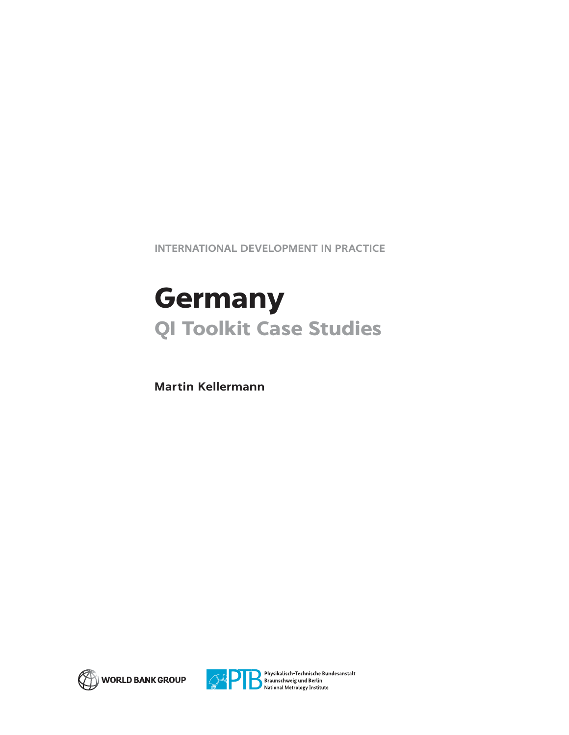INTERNATIONAL DEVELOPMENT IN PRACTICE

# Germany

## QI Toolkit Case Studies

**Martin Kellermann**

WORLD BANK GROUP

PTB Physikalisch-Technische Bundesanstalt
Braunschweig und Berlin
National Metrology Institute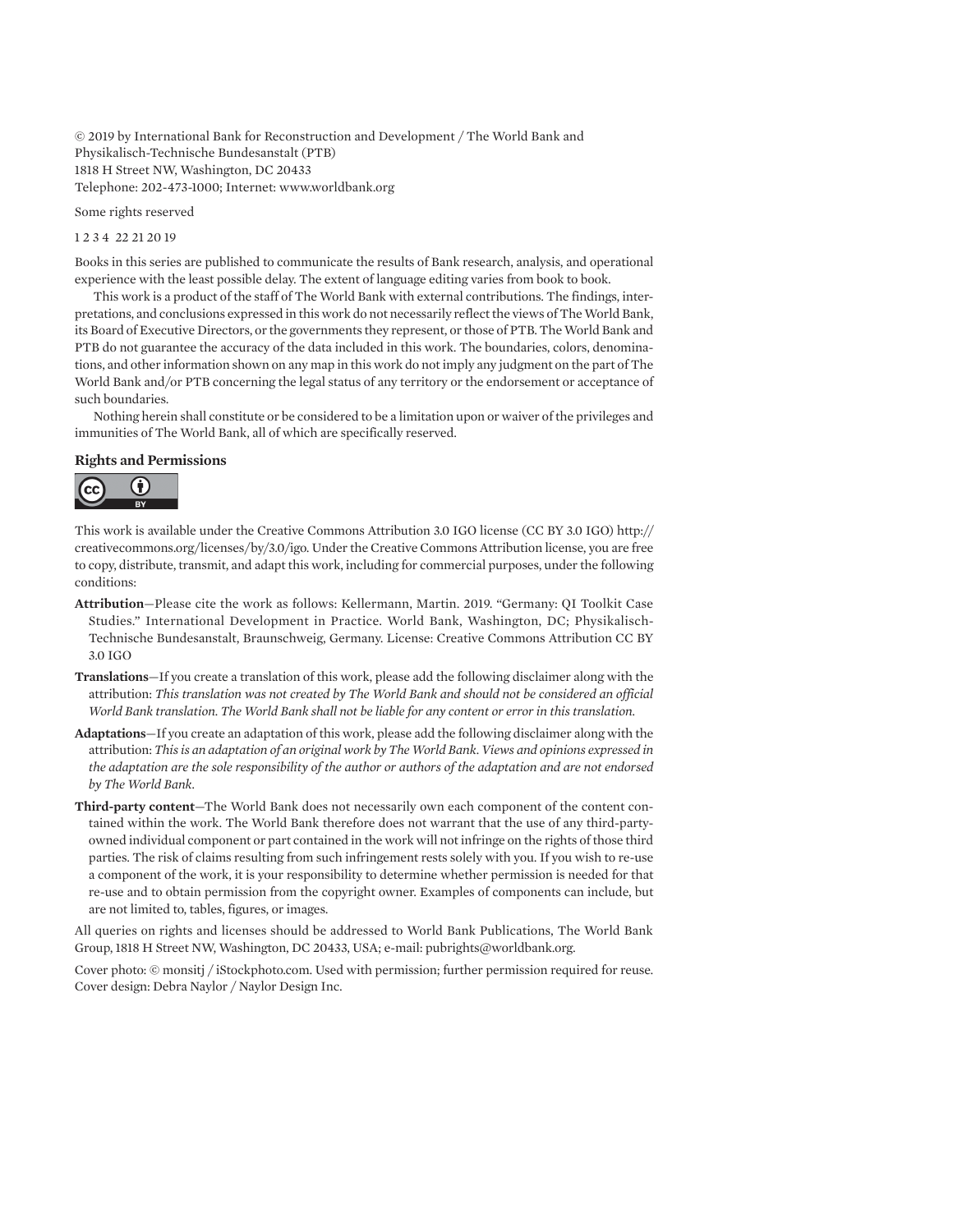© 2019 by International Bank for Reconstruction and Development / The World Bank and Physikalisch-Technische Bundesanstalt (PTB)
1818 H Street NW, Washington, DC 20433
Telephone: 202-473-1000; Internet: www.worldbank.org

Some rights reserved

1 2 3 4 22 21 20 19

Books in this series are published to communicate the results of Bank research, analysis, and operational experience with the least possible delay. The extent of language editing varies from book to book.

This work is a product of the staff of The World Bank with external contributions. The findings, interpretations, and conclusions expressed in this work do not necessarily reflect the views of The World Bank, its Board of Executive Directors, or the governments they represent, or those of PTB. The World Bank and PTB do not guarantee the accuracy of the data included in this work. The boundaries, colors, denominations, and other information shown on any map in this work do not imply any judgment on the part of The World Bank and/or PTB concerning the legal status of any territory or the endorsement or acceptance of such boundaries.

Nothing herein shall constitute or be considered to be a limitation upon or waiver of the privileges and immunities of The World Bank, all of which are specifically reserved.

### Rights and Permissions

This work is available under the Creative Commons Attribution 3.0 IGO license (CC BY 3.0 IGO) http://creativecommons.org/licenses/by/3.0/igo. Under the Creative Commons Attribution license, you are free to copy, distribute, transmit, and adapt this work, including for commercial purposes, under the following conditions:

**Attribution**—Please cite the work as follows: Kellermann, Martin. 2019. "Germany: QI Toolkit Case Studies." International Development in Practice. World Bank, Washington, DC; Physikalisch-Technische Bundesanstalt, Braunschweig, Germany. License: Creative Commons Attribution CC BY 3.0 IGO

**Translations**—If you create a translation of this work, please add the following disclaimer along with the attribution: *This translation was not created by The World Bank and should not be considered an official World Bank translation. The World Bank shall not be liable for any content or error in this translation.*

**Adaptations**—If you create an adaptation of this work, please add the following disclaimer along with the attribution: *This is an adaptation of an original work by The World Bank. Views and opinions expressed in the adaptation are the sole responsibility of the author or authors of the adaptation and are not endorsed by The World Bank.*

**Third-party content**—The World Bank does not necessarily own each component of the content contained within the work. The World Bank therefore does not warrant that the use of any third-party-owned individual component or part contained in the work will not infringe on the rights of those third parties. The risk of claims resulting from such infringement rests solely with you. If you wish to re-use a component of the work, it is your responsibility to determine whether permission is needed for that re-use and to obtain permission from the copyright owner. Examples of components can include, but are not limited to, tables, figures, or images.

All queries on rights and licenses should be addressed to World Bank Publications, The World Bank Group, 1818 H Street NW, Washington, DC 20433, USA; e-mail: pubrights@worldbank.org.

Cover photo: © monsitj / iStockphoto.com. Used with permission; further permission required for reuse.
Cover design: Debra Naylor / Naylor Design Inc.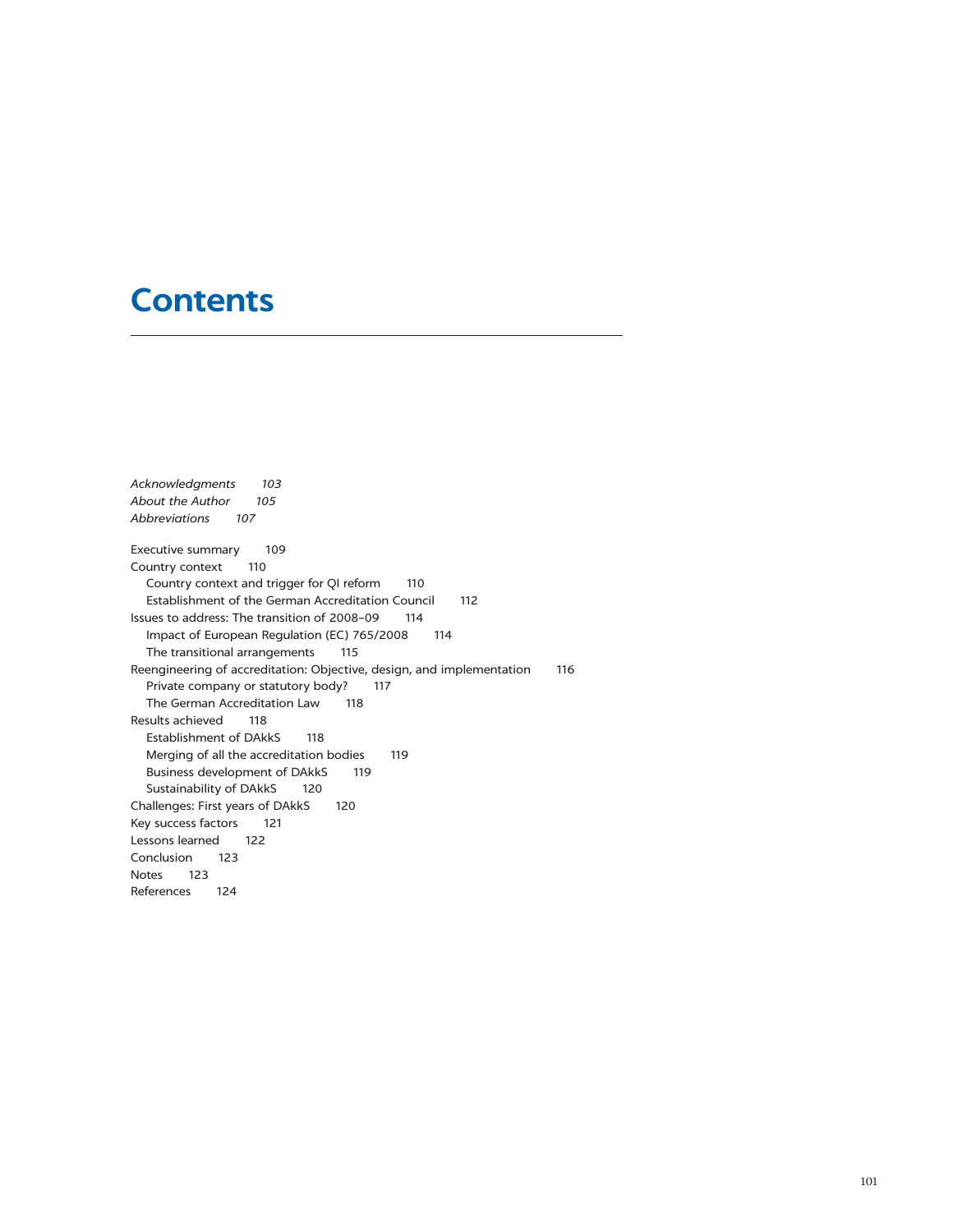# Contents

*Acknowledgments* *103*
*About the Author* *105*
*Abbreviations* *107*

Executive summary 109
Country context 110
  Country context and trigger for QI reform 110
  Establishment of the German Accreditation Council 112
Issues to address: The transition of 2008–09 114
  Impact of European Regulation (EC) 765/2008 114
  The transitional arrangements 115
Reengineering of accreditation: Objective, design, and implementation 116
  Private company or statutory body? 117
  The German Accreditation Law 118
Results achieved 118
  Establishment of DAkkS 118
  Merging of all the accreditation bodies 119
  Business development of DAkkS 119
  Sustainability of DAkkS 120
Challenges: First years of DAkkS 120
Key success factors 121
Lessons learned 122
Conclusion 123
Notes 123
References 124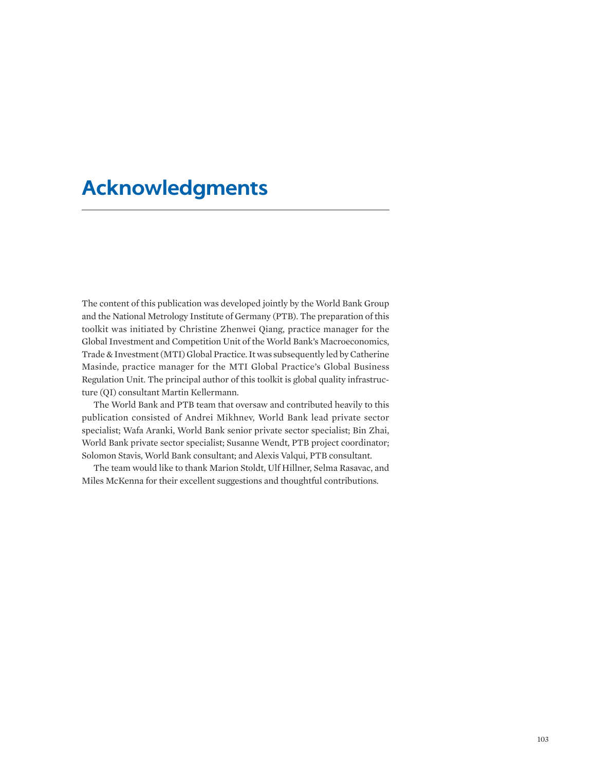# Acknowledgments

The content of this publication was developed jointly by the World Bank Group and the National Metrology Institute of Germany (PTB). The preparation of this toolkit was initiated by Christine Zhenwei Qiang, practice manager for the Global Investment and Competition Unit of the World Bank's Macroeconomics, Trade & Investment (MTI) Global Practice. It was subsequently led by Catherine Masinde, practice manager for the MTI Global Practice's Global Business Regulation Unit. The principal author of this toolkit is global quality infrastructure (QI) consultant Martin Kellermann.

The World Bank and PTB team that oversaw and contributed heavily to this publication consisted of Andrei Mikhnev, World Bank lead private sector specialist; Wafa Aranki, World Bank senior private sector specialist; Bin Zhai, World Bank private sector specialist; Susanne Wendt, PTB project coordinator; Solomon Stavis, World Bank consultant; and Alexis Valqui, PTB consultant.

The team would like to thank Marion Stoldt, Ulf Hillner, Selma Rasavac, and Miles McKenna for their excellent suggestions and thoughtful contributions.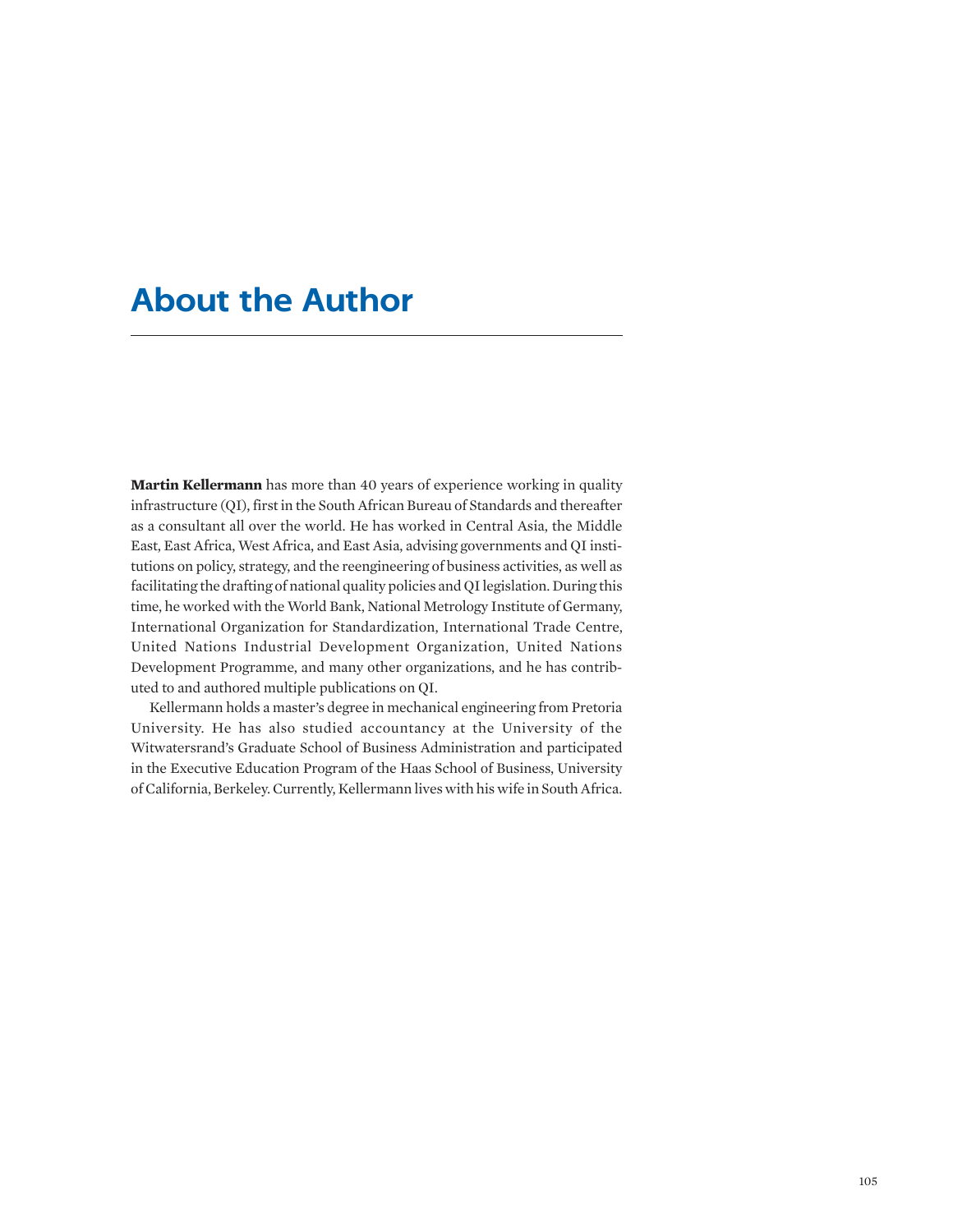# About the Author

**Martin Kellermann** has more than 40 years of experience working in quality infrastructure (QI), first in the South African Bureau of Standards and thereafter as a consultant all over the world. He has worked in Central Asia, the Middle East, East Africa, West Africa, and East Asia, advising governments and QI institutions on policy, strategy, and the reengineering of business activities, as well as facilitating the drafting of national quality policies and QI legislation. During this time, he worked with the World Bank, National Metrology Institute of Germany, International Organization for Standardization, International Trade Centre, United Nations Industrial Development Organization, United Nations Development Programme, and many other organizations, and he has contributed to and authored multiple publications on QI.

Kellermann holds a master's degree in mechanical engineering from Pretoria University. He has also studied accountancy at the University of the Witwatersrand's Graduate School of Business Administration and participated in the Executive Education Program of the Haas School of Business, University of California, Berkeley. Currently, Kellermann lives with his wife in South Africa.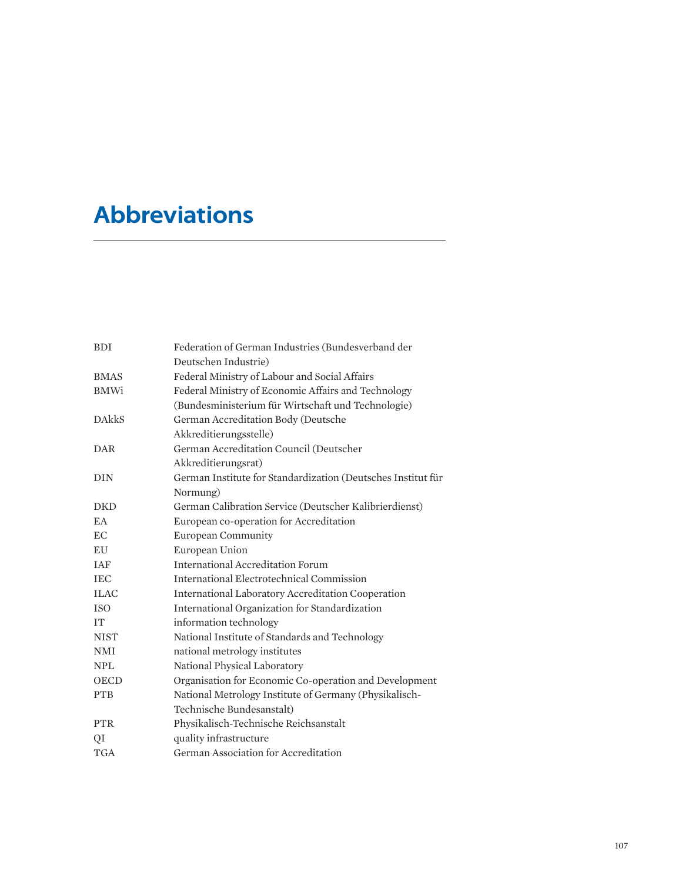# Abbreviations

| | |
|---|---|
| BDI | Federation of German Industries (Bundesverband der Deutschen Industrie) |
| BMAS | Federal Ministry of Labour and Social Affairs |
| BMWi | Federal Ministry of Economic Affairs and Technology (Bundesministerium für Wirtschaft und Technologie) |
| DAkkS | German Accreditation Body (Deutsche Akkreditierungsstelle) |
| DAR | German Accreditation Council (Deutscher Akkreditierungsrat) |
| DIN | German Institute for Standardization (Deutsches Institut für Normung) |
| DKD | German Calibration Service (Deutscher Kalibrierdienst) |
| EA | European co-operation for Accreditation |
| EC | European Community |
| EU | European Union |
| IAF | International Accreditation Forum |
| IEC | International Electrotechnical Commission |
| ILAC | International Laboratory Accreditation Cooperation |
| ISO | International Organization for Standardization |
| IT | information technology |
| NIST | National Institute of Standards and Technology |
| NMI | national metrology institutes |
| NPL | National Physical Laboratory |
| OECD | Organisation for Economic Co-operation and Development |
| PTB | National Metrology Institute of Germany (Physikalisch-Technische Bundesanstalt) |
| PTR | Physikalisch-Technische Reichsanstalt |
| QI | quality infrastructure |
| TGA | German Association for Accreditation |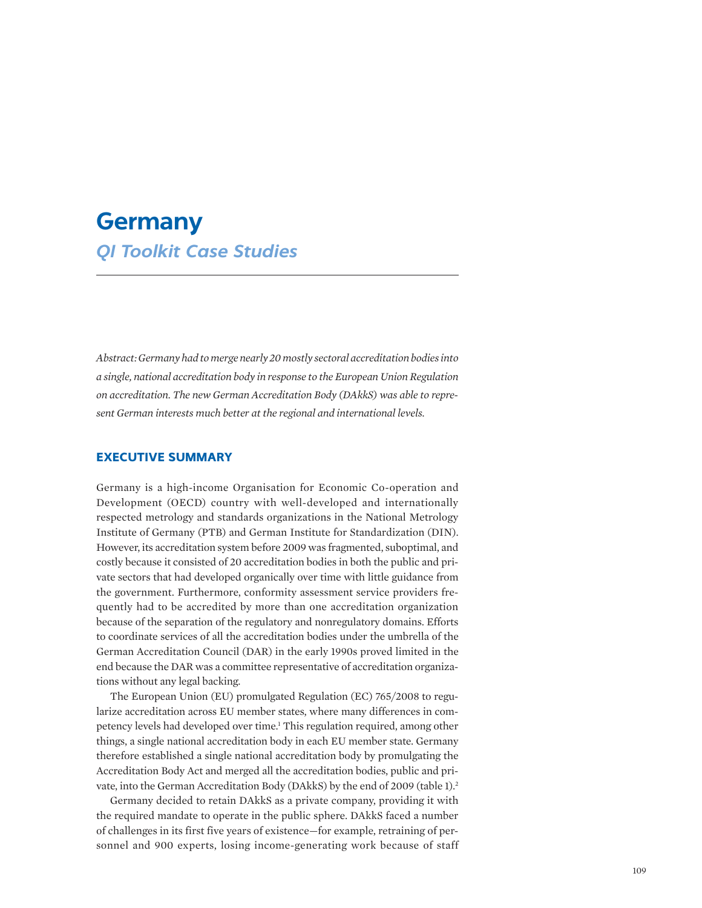# Germany

## *QI Toolkit Case Studies*

*Abstract: Germany had to merge nearly 20 mostly sectoral accreditation bodies into a single, national accreditation body in response to the European Union Regulation on accreditation. The new German Accreditation Body (DAkkS) was able to represent German interests much better at the regional and international levels.*

## EXECUTIVE SUMMARY

Germany is a high-income Organisation for Economic Co-operation and Development (OECD) country with well-developed and internationally respected metrology and standards organizations in the National Metrology Institute of Germany (PTB) and German Institute for Standardization (DIN). However, its accreditation system before 2009 was fragmented, suboptimal, and costly because it consisted of 20 accreditation bodies in both the public and private sectors that had developed organically over time with little guidance from the government. Furthermore, conformity assessment service providers frequently had to be accredited by more than one accreditation organization because of the separation of the regulatory and nonregulatory domains. Efforts to coordinate services of all the accreditation bodies under the umbrella of the German Accreditation Council (DAR) in the early 1990s proved limited in the end because the DAR was a committee representative of accreditation organizations without any legal backing.

The European Union (EU) promulgated Regulation (EC) 765/2008 to regularize accreditation across EU member states, where many differences in competency levels had developed over time.[1] This regulation required, among other things, a single national accreditation body in each EU member state. Germany therefore established a single national accreditation body by promulgating the Accreditation Body Act and merged all the accreditation bodies, public and private, into the German Accreditation Body (DAkkS) by the end of 2009 (table 1).[2]

Germany decided to retain DAkkS as a private company, providing it with the required mandate to operate in the public sphere. DAkkS faced a number of challenges in its first five years of existence—for example, retraining of personnel and 900 experts, losing income-generating work because of staff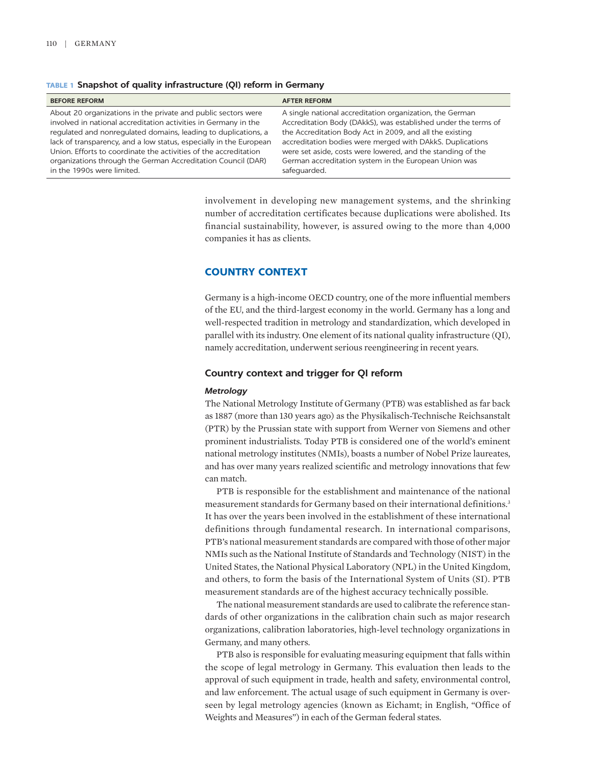**TABLE 1 Snapshot of quality infrastructure (QI) reform in Germany**

| BEFORE REFORM | AFTER REFORM |
| --- | --- |
| About 20 organizations in the private and public sectors were involved in national accreditation activities in Germany in the regulated and nonregulated domains, leading to duplications, a lack of transparency, and a low status, especially in the European Union. Efforts to coordinate the activities of the accreditation organizations through the German Accreditation Council (DAR) in the 1990s were limited. | A single national accreditation organization, the German Accreditation Body (DAkkS), was established under the terms of the Accreditation Body Act in 2009, and all the existing accreditation bodies were merged with DAkkS. Duplications were set aside, costs were lowered, and the standing of the German accreditation system in the European Union was safeguarded. |

involvement in developing new management systems, and the shrinking number of accreditation certificates because duplications were abolished. Its financial sustainability, however, is assured owing to the more than 4,000 companies it has as clients.

## COUNTRY CONTEXT

Germany is a high-income OECD country, one of the more influential members of the EU, and the third-largest economy in the world. Germany has a long and well-respected tradition in metrology and standardization, which developed in parallel with its industry. One element of its national quality infrastructure (QI), namely accreditation, underwent serious reengineering in recent years.

### Country context and trigger for QI reform

#### *Metrology*

The National Metrology Institute of Germany (PTB) was established as far back as 1887 (more than 130 years ago) as the Physikalisch-Technische Reichsanstalt (PTR) by the Prussian state with support from Werner von Siemens and other prominent industrialists. Today PTB is considered one of the world's eminent national metrology institutes (NMIs), boasts a number of Nobel Prize laureates, and has over many years realized scientific and metrology innovations that few can match.

PTB is responsible for the establishment and maintenance of the national measurement standards for Germany based on their international definitions.[3] It has over the years been involved in the establishment of these international definitions through fundamental research. In international comparisons, PTB's national measurement standards are compared with those of other major NMIs such as the National Institute of Standards and Technology (NIST) in the United States, the National Physical Laboratory (NPL) in the United Kingdom, and others, to form the basis of the International System of Units (SI). PTB measurement standards are of the highest accuracy technically possible.

The national measurement standards are used to calibrate the reference standards of other organizations in the calibration chain such as major research organizations, calibration laboratories, high-level technology organizations in Germany, and many others.

PTB also is responsible for evaluating measuring equipment that falls within the scope of legal metrology in Germany. This evaluation then leads to the approval of such equipment in trade, health and safety, environmental control, and law enforcement. The actual usage of such equipment in Germany is overseen by legal metrology agencies (known as Eichamt; in English, "Office of Weights and Measures") in each of the German federal states.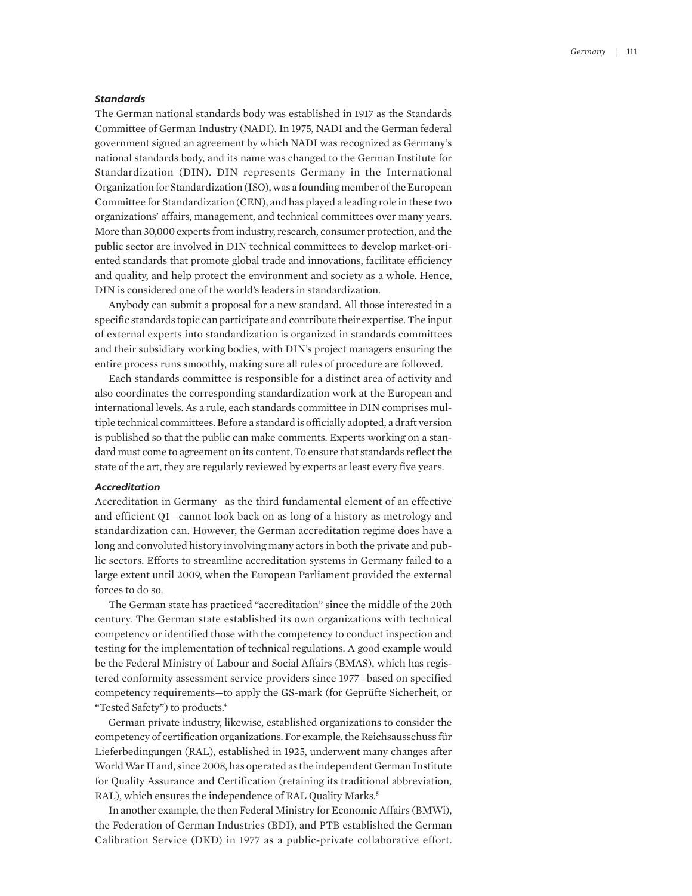### *Standards*

The German national standards body was established in 1917 as the Standards Committee of German Industry (NADI). In 1975, NADI and the German federal government signed an agreement by which NADI was recognized as Germany's national standards body, and its name was changed to the German Institute for Standardization (DIN). DIN represents Germany in the International Organization for Standardization (ISO), was a founding member of the European Committee for Standardization (CEN), and has played a leading role in these two organizations' affairs, management, and technical committees over many years. More than 30,000 experts from industry, research, consumer protection, and the public sector are involved in DIN technical committees to develop market-oriented standards that promote global trade and innovations, facilitate efficiency and quality, and help protect the environment and society as a whole. Hence, DIN is considered one of the world's leaders in standardization.

Anybody can submit a proposal for a new standard. All those interested in a specific standards topic can participate and contribute their expertise. The input of external experts into standardization is organized in standards committees and their subsidiary working bodies, with DIN's project managers ensuring the entire process runs smoothly, making sure all rules of procedure are followed.

Each standards committee is responsible for a distinct area of activity and also coordinates the corresponding standardization work at the European and international levels. As a rule, each standards committee in DIN comprises multiple technical committees. Before a standard is officially adopted, a draft version is published so that the public can make comments. Experts working on a standard must come to agreement on its content. To ensure that standards reflect the state of the art, they are regularly reviewed by experts at least every five years.

### *Accreditation*

Accreditation in Germany—as the third fundamental element of an effective and efficient QI—cannot look back on as long of a history as metrology and standardization can. However, the German accreditation regime does have a long and convoluted history involving many actors in both the private and public sectors. Efforts to streamline accreditation systems in Germany failed to a large extent until 2009, when the European Parliament provided the external forces to do so.

The German state has practiced "accreditation" since the middle of the 20th century. The German state established its own organizations with technical competency or identified those with the competency to conduct inspection and testing for the implementation of technical regulations. A good example would be the Federal Ministry of Labour and Social Affairs (BMAS), which has registered conformity assessment service providers since 1977—based on specified competency requirements—to apply the GS-mark (for Geprüfte Sicherheit, or "Tested Safety") to products.[4]

German private industry, likewise, established organizations to consider the competency of certification organizations. For example, the Reichsausschuss für Lieferbedingungen (RAL), established in 1925, underwent many changes after World War II and, since 2008, has operated as the independent German Institute for Quality Assurance and Certification (retaining its traditional abbreviation, RAL), which ensures the independence of RAL Quality Marks.[5]

In another example, the then Federal Ministry for Economic Affairs (BMWi), the Federation of German Industries (BDI), and PTB established the German Calibration Service (DKD) in 1977 as a public-private collaborative effort.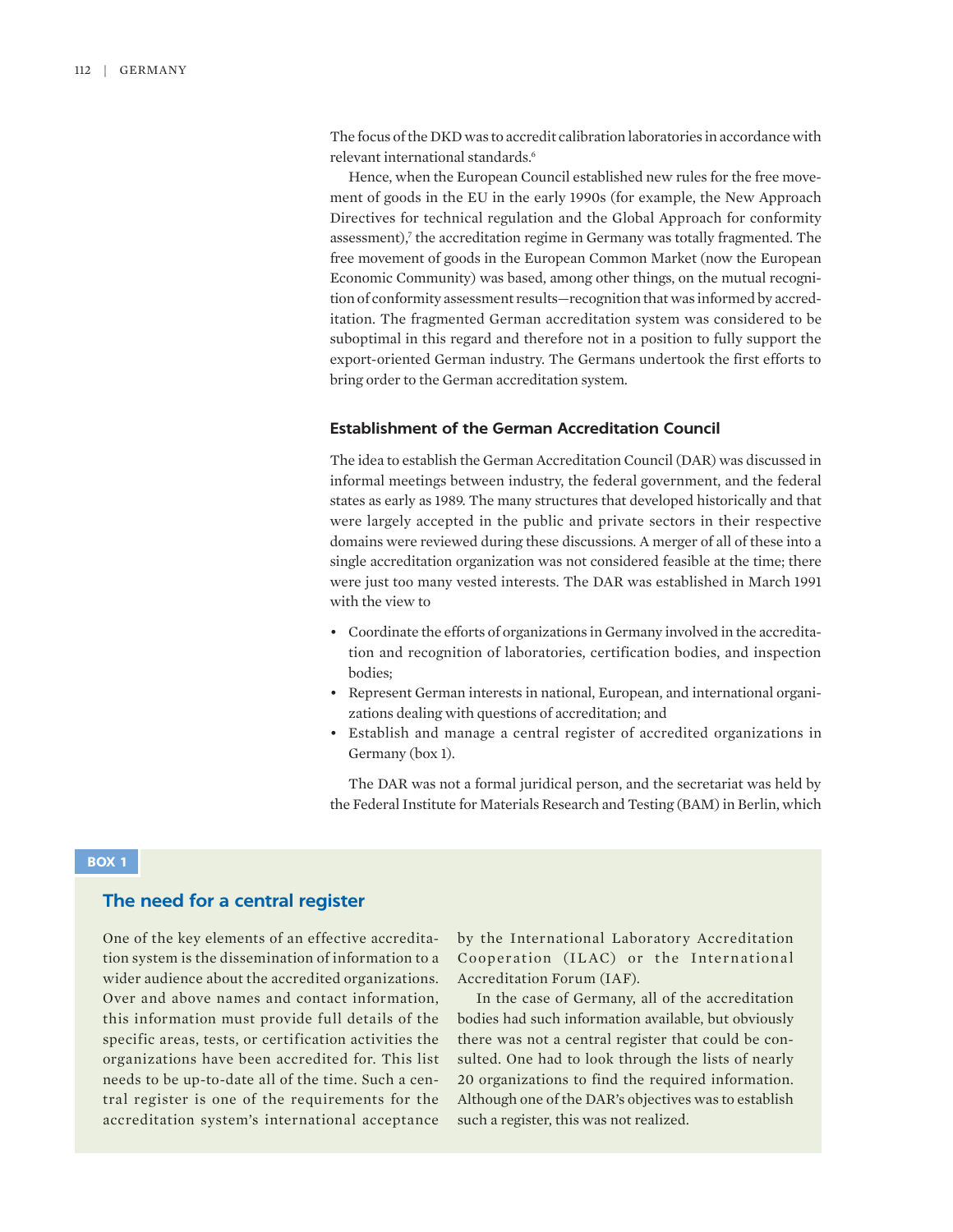The focus of the DKD was to accredit calibration laboratories in accordance with relevant international standards.[6]

Hence, when the European Council established new rules for the free movement of goods in the EU in the early 1990s (for example, the New Approach Directives for technical regulation and the Global Approach for conformity assessment),[7] the accreditation regime in Germany was totally fragmented. The free movement of goods in the European Common Market (now the European Economic Community) was based, among other things, on the mutual recognition of conformity assessment results—recognition that was informed by accreditation. The fragmented German accreditation system was considered to be suboptimal in this regard and therefore not in a position to fully support the export-oriented German industry. The Germans undertook the first efforts to bring order to the German accreditation system.

### Establishment of the German Accreditation Council

The idea to establish the German Accreditation Council (DAR) was discussed in informal meetings between industry, the federal government, and the federal states as early as 1989. The many structures that developed historically and that were largely accepted in the public and private sectors in their respective domains were reviewed during these discussions. A merger of all of these into a single accreditation organization was not considered feasible at the time; there were just too many vested interests. The DAR was established in March 1991 with the view to

- Coordinate the efforts of organizations in Germany involved in the accreditation and recognition of laboratories, certification bodies, and inspection bodies;
- Represent German interests in national, European, and international organizations dealing with questions of accreditation; and
- Establish and manage a central register of accredited organizations in Germany (box 1).

The DAR was not a formal juridical person, and the secretariat was held by the Federal Institute for Materials Research and Testing (BAM) in Berlin, which

**BOX 1**

#### The need for a central register

One of the key elements of an effective accreditation system is the dissemination of information to a wider audience about the accredited organizations. Over and above names and contact information, this information must provide full details of the specific areas, tests, or certification activities the organizations have been accredited for. This list needs to be up-to-date all of the time. Such a central register is one of the requirements for the accreditation system's international acceptance by the International Laboratory Accreditation Cooperation (ILAC) or the International Accreditation Forum (IAF).

In the case of Germany, all of the accreditation bodies had such information available, but obviously there was not a central register that could be consulted. One had to look through the lists of nearly 20 organizations to find the required information. Although one of the DAR's objectives was to establish such a register, this was not realized.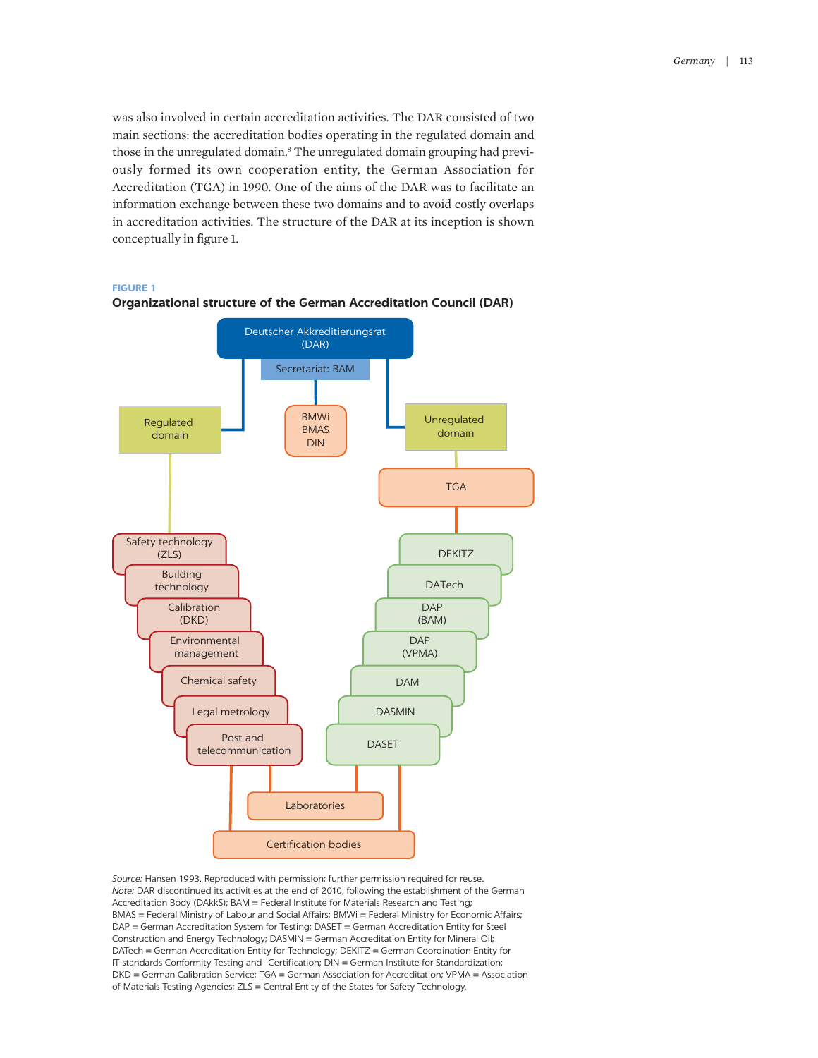was also involved in certain accreditation activities. The DAR consisted of two main sections: the accreditation bodies operating in the regulated domain and those in the unregulated domain.[8] The unregulated domain grouping had previously formed its own cooperation entity, the German Association for Accreditation (TGA) in 1990. One of the aims of the DAR was to facilitate an information exchange between these two domains and to avoid costly overlaps in accreditation activities. The structure of the DAR at its inception is shown conceptually in figure 1.

**FIGURE 1**

**Organizational structure of the German Accreditation Council (DAR)**

Deutscher Akkreditierungsrat (DAR)

Secretariat: BAM

BMWi
BMAS
DIN

Regulated domain

Unregulated domain

TGA

Safety technology (ZLS)
Building technology
Calibration (DKD)
Environmental management
Chemical safety
Legal metrology
Post and telecommunication

DEKITZ
DATech
DAP (BAM)
DAP (VPMA)
DAM
DASMIN
DASET

Laboratories

Certification bodies

*Source:* Hansen 1993. Reproduced with permission; further permission required for reuse.
*Note:* DAR discontinued its activities at the end of 2010, following the establishment of the German Accreditation Body (DAkkS); BAM = Federal Institute for Materials Research and Testing; BMAS = Federal Ministry of Labour and Social Affairs; BMWi = Federal Ministry for Economic Affairs; DAP = German Accreditation System for Testing; DASET = German Accreditation Entity for Steel Construction and Energy Technology; DASMIN = German Accreditation Entity for Mineral Oil; DATech = German Accreditation Entity for Technology; DEKITZ = German Coordination Entity for IT-standards Conformity Testing and -Certification; DIN = German Institute for Standardization; DKD = German Calibration Service; TGA = German Association for Accreditation; VPMA = Association of Materials Testing Agencies; ZLS = Central Entity of the States for Safety Technology.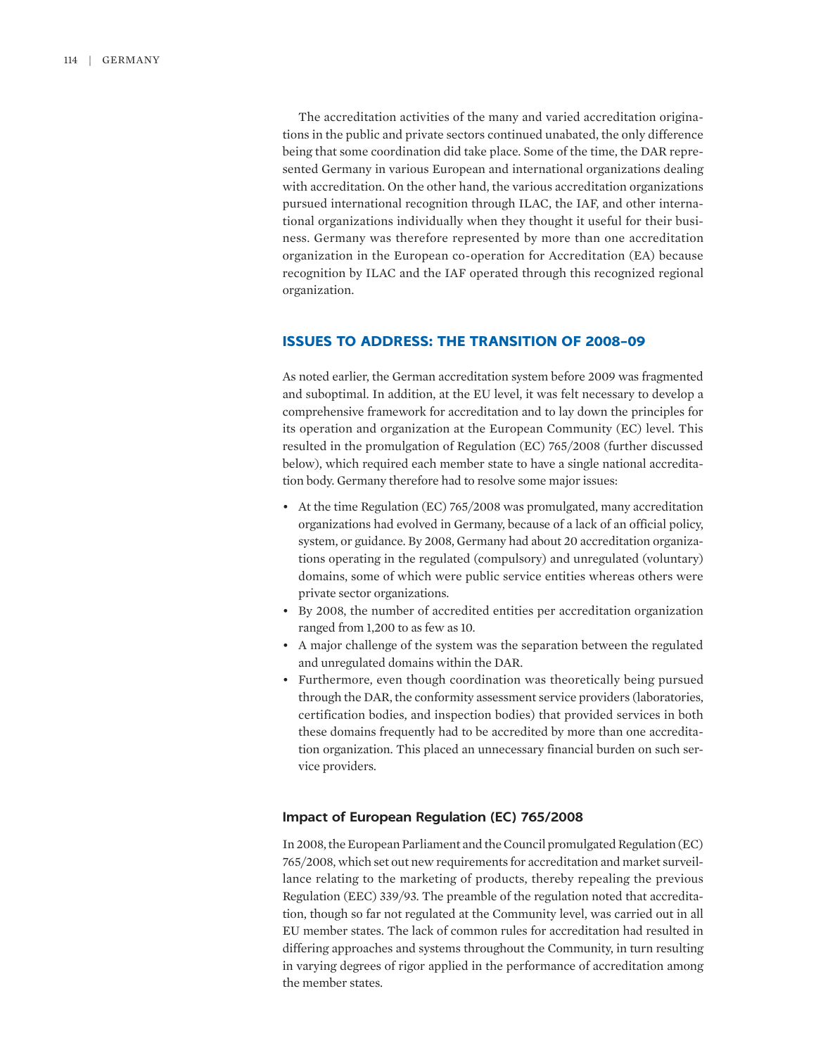The accreditation activities of the many and varied accreditation originations in the public and private sectors continued unabated, the only difference being that some coordination did take place. Some of the time, the DAR represented Germany in various European and international organizations dealing with accreditation. On the other hand, the various accreditation organizations pursued international recognition through ILAC, the IAF, and other international organizations individually when they thought it useful for their business. Germany was therefore represented by more than one accreditation organization in the European co-operation for Accreditation (EA) because recognition by ILAC and the IAF operated through this recognized regional organization.

## ISSUES TO ADDRESS: THE TRANSITION OF 2008–09

As noted earlier, the German accreditation system before 2009 was fragmented and suboptimal. In addition, at the EU level, it was felt necessary to develop a comprehensive framework for accreditation and to lay down the principles for its operation and organization at the European Community (EC) level. This resulted in the promulgation of Regulation (EC) 765/2008 (further discussed below), which required each member state to have a single national accreditation body. Germany therefore had to resolve some major issues:

- At the time Regulation (EC) 765/2008 was promulgated, many accreditation organizations had evolved in Germany, because of a lack of an official policy, system, or guidance. By 2008, Germany had about 20 accreditation organizations operating in the regulated (compulsory) and unregulated (voluntary) domains, some of which were public service entities whereas others were private sector organizations.
- By 2008, the number of accredited entities per accreditation organization ranged from 1,200 to as few as 10.
- A major challenge of the system was the separation between the regulated and unregulated domains within the DAR.
- Furthermore, even though coordination was theoretically being pursued through the DAR, the conformity assessment service providers (laboratories, certification bodies, and inspection bodies) that provided services in both these domains frequently had to be accredited by more than one accreditation organization. This placed an unnecessary financial burden on such service providers.

### Impact of European Regulation (EC) 765/2008

In 2008, the European Parliament and the Council promulgated Regulation (EC) 765/2008, which set out new requirements for accreditation and market surveillance relating to the marketing of products, thereby repealing the previous Regulation (EEC) 339/93. The preamble of the regulation noted that accreditation, though so far not regulated at the Community level, was carried out in all EU member states. The lack of common rules for accreditation had resulted in differing approaches and systems throughout the Community, in turn resulting in varying degrees of rigor applied in the performance of accreditation among the member states.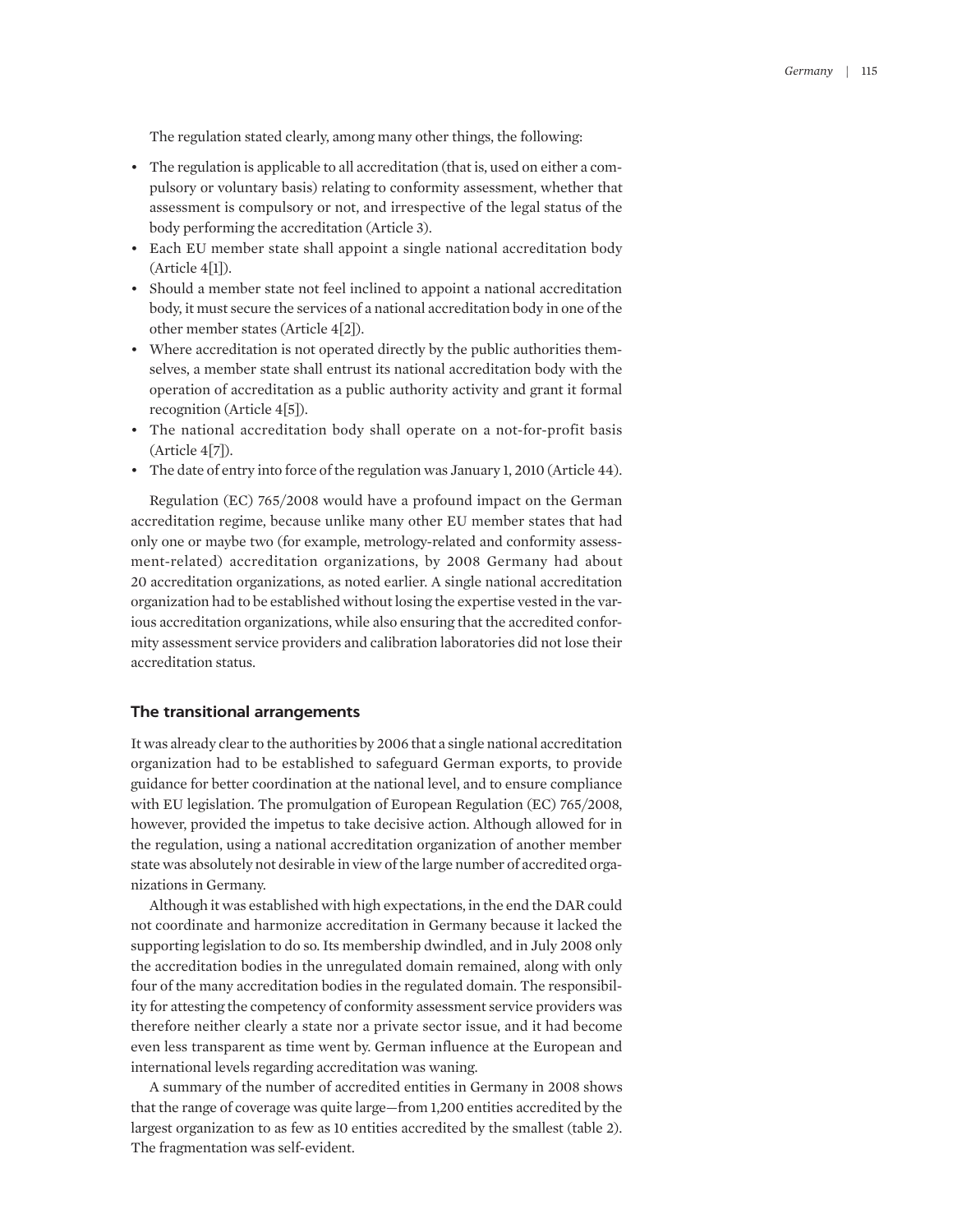The regulation stated clearly, among many other things, the following:

- The regulation is applicable to all accreditation (that is, used on either a compulsory or voluntary basis) relating to conformity assessment, whether that assessment is compulsory or not, and irrespective of the legal status of the body performing the accreditation (Article 3).
- Each EU member state shall appoint a single national accreditation body (Article 4[1]).
- Should a member state not feel inclined to appoint a national accreditation body, it must secure the services of a national accreditation body in one of the other member states (Article 4[2]).
- Where accreditation is not operated directly by the public authorities themselves, a member state shall entrust its national accreditation body with the operation of accreditation as a public authority activity and grant it formal recognition (Article 4[5]).
- The national accreditation body shall operate on a not-for-profit basis (Article 4[7]).
- The date of entry into force of the regulation was January 1, 2010 (Article 44).

Regulation (EC) 765/2008 would have a profound impact on the German accreditation regime, because unlike many other EU member states that had only one or maybe two (for example, metrology-related and conformity assessment-related) accreditation organizations, by 2008 Germany had about 20 accreditation organizations, as noted earlier. A single national accreditation organization had to be established without losing the expertise vested in the various accreditation organizations, while also ensuring that the accredited conformity assessment service providers and calibration laboratories did not lose their accreditation status.

## The transitional arrangements

It was already clear to the authorities by 2006 that a single national accreditation organization had to be established to safeguard German exports, to provide guidance for better coordination at the national level, and to ensure compliance with EU legislation. The promulgation of European Regulation (EC) 765/2008, however, provided the impetus to take decisive action. Although allowed for in the regulation, using a national accreditation organization of another member state was absolutely not desirable in view of the large number of accredited organizations in Germany.

Although it was established with high expectations, in the end the DAR could not coordinate and harmonize accreditation in Germany because it lacked the supporting legislation to do so. Its membership dwindled, and in July 2008 only the accreditation bodies in the unregulated domain remained, along with only four of the many accreditation bodies in the regulated domain. The responsibility for attesting the competency of conformity assessment service providers was therefore neither clearly a state nor a private sector issue, and it had become even less transparent as time went by. German influence at the European and international levels regarding accreditation was waning.

A summary of the number of accredited entities in Germany in 2008 shows that the range of coverage was quite large—from 1,200 entities accredited by the largest organization to as few as 10 entities accredited by the smallest (table 2). The fragmentation was self-evident.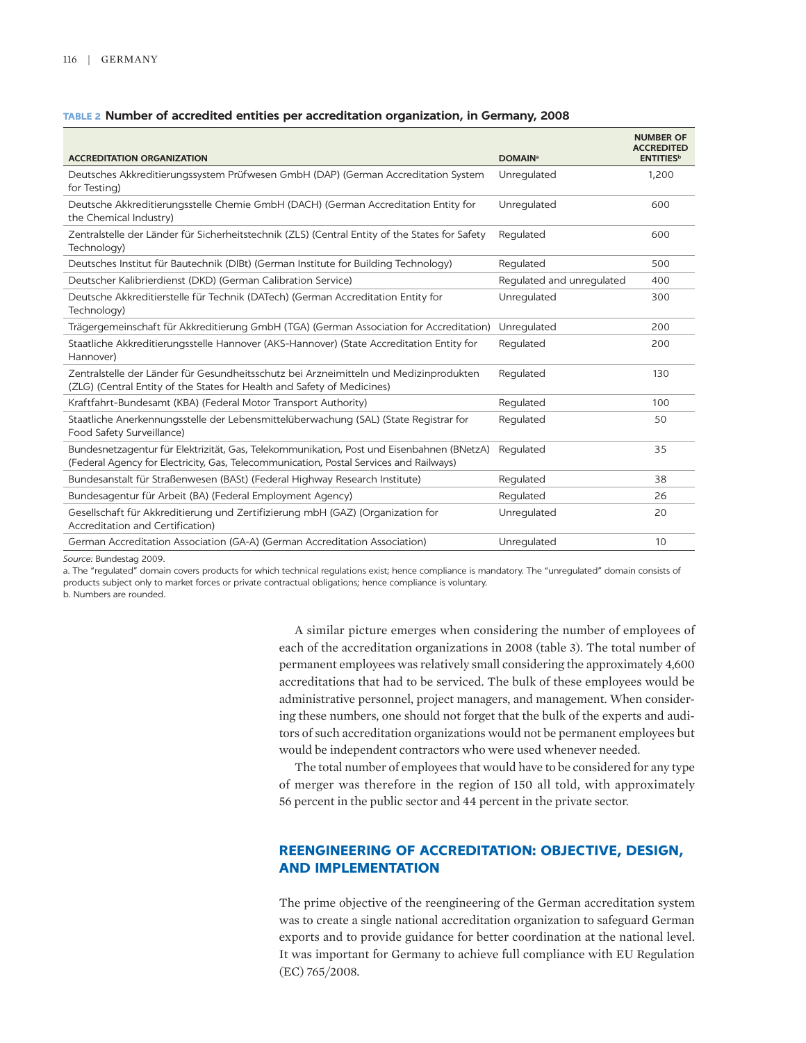**TABLE 2 Number of accredited entities per accreditation organization, in Germany, 2008**

| ACCREDITATION ORGANIZATION | DOMAIN[a] | NUMBER OF ACCREDITED ENTITIES[b] |
|---|---|---|
| Deutsches Akkreditierungssystem Prüfwesen GmbH (DAP) (German Accreditation System for Testing) | Unregulated | 1,200 |
| Deutsche Akkreditierungsstelle Chemie GmbH (DACH) (German Accreditation Entity for the Chemical Industry) | Unregulated | 600 |
| Zentralstelle der Länder für Sicherheitstechnik (ZLS) (Central Entity of the States for Safety Technology) | Regulated | 600 |
| Deutsches Institut für Bautechnik (DIBt) (German Institute for Building Technology) | Regulated | 500 |
| Deutscher Kalibrierdienst (DKD) (German Calibration Service) | Regulated and unregulated | 400 |
| Deutsche Akkreditierstelle für Technik (DATech) (German Accreditation Entity for Technology) | Unregulated | 300 |
| Trägergemeinschaft für Akkreditierung GmbH (TGA) (German Association for Accreditation) | Unregulated | 200 |
| Staatliche Akkreditierungsstelle Hannover (AKS-Hannover) (State Accreditation Entity for Hannover) | Regulated | 200 |
| Zentralstelle der Länder für Gesundheitsschutz bei Arzneimitteln und Medizinprodukten (ZLG) (Central Entity of the States for Health and Safety of Medicines) | Regulated | 130 |
| Kraftfahrt-Bundesamt (KBA) (Federal Motor Transport Authority) | Regulated | 100 |
| Staatliche Anerkennungsstelle der Lebensmittelüberwachung (SAL) (State Registrar for Food Safety Surveillance) | Regulated | 50 |
| Bundesnetzagentur für Elektrizität, Gas, Telekommunikation, Post und Eisenbahnen (BNetzA) (Federal Agency for Electricity, Gas, Telecommunication, Postal Services and Railways) | Regulated | 35 |
| Bundesanstalt für Straßenwesen (BASt) (Federal Highway Research Institute) | Regulated | 38 |
| Bundesagentur für Arbeit (BA) (Federal Employment Agency) | Regulated | 26 |
| Gesellschaft für Akkreditierung und Zertifizierung mbH (GAZ) (Organization for Accreditation and Certification) | Unregulated | 20 |
| German Accreditation Association (GA-A) (German Accreditation Association) | Unregulated | 10 |

*Source:* Bundestag 2009.

a. The "regulated" domain covers products for which technical regulations exist; hence compliance is mandatory. The "unregulated" domain consists of products subject only to market forces or private contractual obligations; hence compliance is voluntary.

b. Numbers are rounded.

A similar picture emerges when considering the number of employees of each of the accreditation organizations in 2008 (table 3). The total number of permanent employees was relatively small considering the approximately 4,600 accreditations that had to be serviced. The bulk of these employees would be administrative personnel, project managers, and management. When considering these numbers, one should not forget that the bulk of the experts and auditors of such accreditation organizations would not be permanent employees but would be independent contractors who were used whenever needed.

The total number of employees that would have to be considered for any type of merger was therefore in the region of 150 all told, with approximately 56 percent in the public sector and 44 percent in the private sector.

## REENGINEERING OF ACCREDITATION: OBJECTIVE, DESIGN, AND IMPLEMENTATION

The prime objective of the reengineering of the German accreditation system was to create a single national accreditation organization to safeguard German exports and to provide guidance for better coordination at the national level. It was important for Germany to achieve full compliance with EU Regulation (EC) 765/2008.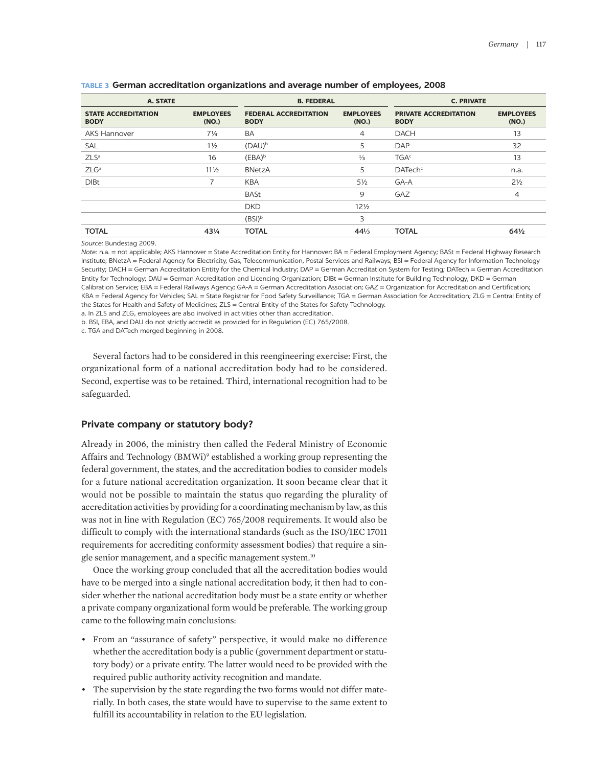**TABLE 3 German accreditation organizations and average number of employees, 2008**

| A. STATE | | B. FEDERAL | | C. PRIVATE | |
|---|---|---|---|---|---|
| **STATE ACCREDITATION BODY** | **EMPLOYEES (NO.)** | **FEDERAL ACCREDITATION BODY** | **EMPLOYEES (NO.)** | **PRIVATE ACCREDITATION BODY** | **EMPLOYEES (NO.)** |
| AKS Hannover | 7¼ | BA | 4 | DACH | 13 |
| SAL | 1½ | (DAU)[b] | 5 | DAP | 32 |
| ZLS[a] | 16 | (EBA)[b] | ⅓ | TGA[c] | 13 |
| ZLG[a] | 11½ | BNetzA | 5 | DATech[c] | n.a. |
| DIBt | 7 | KBA | 5½ | GA-A | 2½ |
| | | BASt | 9 | GAZ | 4 |
| | | DKD | 12½ | | |
| | | (BSI)[b] | 3 | | |
| **TOTAL** | **43¼** | **TOTAL** | **44⅓** | **TOTAL** | **64½** |

*Source:* Bundestag 2009.

*Note:* n.a. = not applicable; AKS Hannover = State Accreditation Entity for Hannover; BA = Federal Employment Agency; BASt = Federal Highway Research Institute; BNetzA = Federal Agency for Electricity, Gas, Telecommunication, Postal Services and Railways; BSI = Federal Agency for Information Technology Security; DACH = German Accreditation Entity for the Chemical Industry; DAP = German Accreditation System for Testing; DATech = German Accreditation Entity for Technology; DAU = German Accreditation and Licencing Organization; DIBt = German Institute for Building Technology; DKD = German Calibration Service; EBA = Federal Railways Agency; GA-A = German Accreditation Association; GAZ = Organization for Accreditation and Certification; KBA = Federal Agency for Vehicles; SAL = State Registrar for Food Safety Surveillance; TGA = German Association for Accreditation; ZLG = Central Entity of the States for Health and Safety of Medicines; ZLS = Central Entity of the States for Safety Technology.

a. In ZLS and ZLG, employees are also involved in activities other than accreditation.

b. BSI, EBA, and DAU do not strictly accredit as provided for in Regulation (EC) 765/2008.

c. TGA and DATech merged beginning in 2008.

Several factors had to be considered in this reengineering exercise: First, the organizational form of a national accreditation body had to be considered. Second, expertise was to be retained. Third, international recognition had to be safeguarded.

## Private company or statutory body?

Already in 2006, the ministry then called the Federal Ministry of Economic Affairs and Technology (BMWi)[9] established a working group representing the federal government, the states, and the accreditation bodies to consider models for a future national accreditation organization. It soon became clear that it would not be possible to maintain the status quo regarding the plurality of accreditation activities by providing for a coordinating mechanism by law, as this was not in line with Regulation (EC) 765/2008 requirements. It would also be difficult to comply with the international standards (such as the ISO/IEC 17011 requirements for accrediting conformity assessment bodies) that require a single senior management, and a specific management system.[10]

Once the working group concluded that all the accreditation bodies would have to be merged into a single national accreditation body, it then had to consider whether the national accreditation body must be a state entity or whether a private company organizational form would be preferable. The working group came to the following main conclusions:

- From an "assurance of safety" perspective, it would make no difference whether the accreditation body is a public (government department or statutory body) or a private entity. The latter would need to be provided with the required public authority activity recognition and mandate.
- The supervision by the state regarding the two forms would not differ materially. In both cases, the state would have to supervise to the same extent to fulfill its accountability in relation to the EU legislation.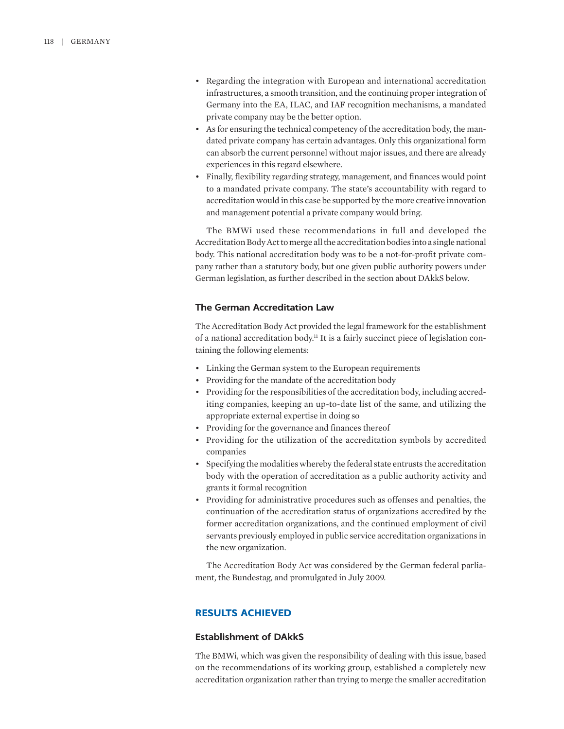- Regarding the integration with European and international accreditation infrastructures, a smooth transition, and the continuing proper integration of Germany into the EA, ILAC, and IAF recognition mechanisms, a mandated private company may be the better option.
- As for ensuring the technical competency of the accreditation body, the mandated private company has certain advantages. Only this organizational form can absorb the current personnel without major issues, and there are already experiences in this regard elsewhere.
- Finally, flexibility regarding strategy, management, and finances would point to a mandated private company. The state's accountability with regard to accreditation would in this case be supported by the more creative innovation and management potential a private company would bring.

The BMWi used these recommendations in full and developed the Accreditation Body Act to merge all the accreditation bodies into a single national body. This national accreditation body was to be a not-for-profit private company rather than a statutory body, but one given public authority powers under German legislation, as further described in the section about DAkkS below.

### The German Accreditation Law

The Accreditation Body Act provided the legal framework for the establishment of a national accreditation body.[11] It is a fairly succinct piece of legislation containing the following elements:

- Linking the German system to the European requirements
- Providing for the mandate of the accreditation body
- Providing for the responsibilities of the accreditation body, including accrediting companies, keeping an up-to-date list of the same, and utilizing the appropriate external expertise in doing so
- Providing for the governance and finances thereof
- Providing for the utilization of the accreditation symbols by accredited companies
- Specifying the modalities whereby the federal state entrusts the accreditation body with the operation of accreditation as a public authority activity and grants it formal recognition
- Providing for administrative procedures such as offenses and penalties, the continuation of the accreditation status of organizations accredited by the former accreditation organizations, and the continued employment of civil servants previously employed in public service accreditation organizations in the new organization.

The Accreditation Body Act was considered by the German federal parliament, the Bundestag, and promulgated in July 2009.

## RESULTS ACHIEVED

### Establishment of DAkkS

The BMWi, which was given the responsibility of dealing with this issue, based on the recommendations of its working group, established a completely new accreditation organization rather than trying to merge the smaller accreditation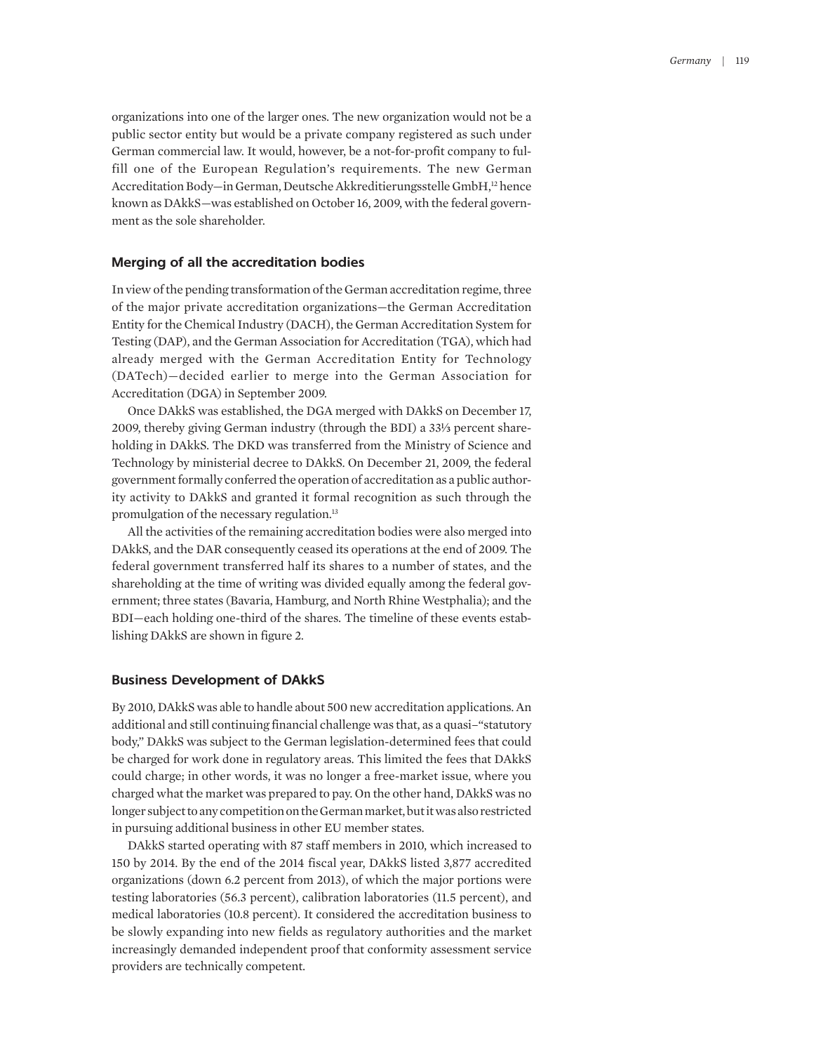organizations into one of the larger ones. The new organization would not be a public sector entity but would be a private company registered as such under German commercial law. It would, however, be a not-for-profit company to fulfill one of the European Regulation's requirements. The new German Accreditation Body—in German, Deutsche Akkreditierungsstelle GmbH,[12] hence known as DAkkS—was established on October 16, 2009, with the federal government as the sole shareholder.

### Merging of all the accreditation bodies

In view of the pending transformation of the German accreditation regime, three of the major private accreditation organizations—the German Accreditation Entity for the Chemical Industry (DACH), the German Accreditation System for Testing (DAP), and the German Association for Accreditation (TGA), which had already merged with the German Accreditation Entity for Technology (DATech)—decided earlier to merge into the German Association for Accreditation (DGA) in September 2009.

Once DAkkS was established, the DGA merged with DAkkS on December 17, 2009, thereby giving German industry (through the BDI) a 33⅓ percent shareholding in DAkkS. The DKD was transferred from the Ministry of Science and Technology by ministerial decree to DAkkS. On December 21, 2009, the federal government formally conferred the operation of accreditation as a public authority activity to DAkkS and granted it formal recognition as such through the promulgation of the necessary regulation.[13]

All the activities of the remaining accreditation bodies were also merged into DAkkS, and the DAR consequently ceased its operations at the end of 2009. The federal government transferred half its shares to a number of states, and the shareholding at the time of writing was divided equally among the federal government; three states (Bavaria, Hamburg, and North Rhine Westphalia); and the BDI—each holding one-third of the shares. The timeline of these events establishing DAkkS are shown in figure 2.

### Business Development of DAkkS

By 2010, DAkkS was able to handle about 500 new accreditation applications. An additional and still continuing financial challenge was that, as a quasi–"statutory body," DAkkS was subject to the German legislation-determined fees that could be charged for work done in regulatory areas. This limited the fees that DAkkS could charge; in other words, it was no longer a free-market issue, where you charged what the market was prepared to pay. On the other hand, DAkkS was no longer subject to any competition on the German market, but it was also restricted in pursuing additional business in other EU member states.

DAkkS started operating with 87 staff members in 2010, which increased to 150 by 2014. By the end of the 2014 fiscal year, DAkkS listed 3,877 accredited organizations (down 6.2 percent from 2013), of which the major portions were testing laboratories (56.3 percent), calibration laboratories (11.5 percent), and medical laboratories (10.8 percent). It considered the accreditation business to be slowly expanding into new fields as regulatory authorities and the market increasingly demanded independent proof that conformity assessment service providers are technically competent.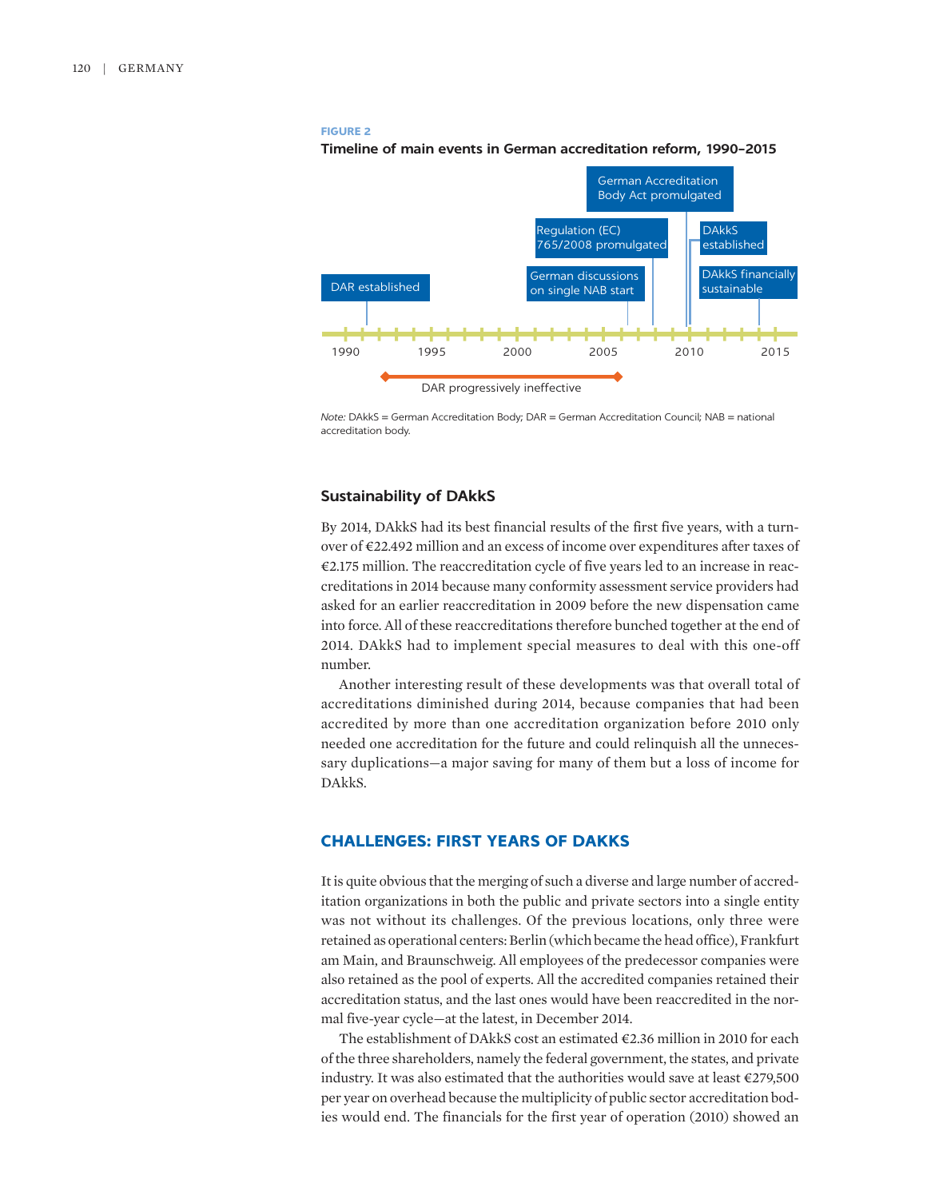**FIGURE 2**

**Timeline of main events in German accreditation reform, 1990–2015**

- DAR established (1991)
- DAR progressively ineffective (1992–2006)
- German discussions on single NAB start (2006)
- Regulation (EC) 765/2008 promulgated (2008)
- German Accreditation Body Act promulgated (2009)
- DAkkS established (2010)
- DAkkS financially sustainable (2014)

*Note:* DAkkS = German Accreditation Body; DAR = German Accreditation Council; NAB = national accreditation body.

### Sustainability of DAkkS

By 2014, DAkkS had its best financial results of the first five years, with a turnover of €22.492 million and an excess of income over expenditures after taxes of €2.175 million. The reaccreditation cycle of five years led to an increase in reaccreditations in 2014 because many conformity assessment service providers had asked for an earlier reaccreditation in 2009 before the new dispensation came into force. All of these reaccreditations therefore bunched together at the end of 2014. DAkkS had to implement special measures to deal with this one-off number.

Another interesting result of these developments was that overall total of accreditations diminished during 2014, because companies that had been accredited by more than one accreditation organization before 2010 only needed one accreditation for the future and could relinquish all the unnecessary duplications—a major saving for many of them but a loss of income for DAkkS.

## CHALLENGES: FIRST YEARS OF DAKKS

It is quite obvious that the merging of such a diverse and large number of accreditation organizations in both the public and private sectors into a single entity was not without its challenges. Of the previous locations, only three were retained as operational centers: Berlin (which became the head office), Frankfurt am Main, and Braunschweig. All employees of the predecessor companies were also retained as the pool of experts. All the accredited companies retained their accreditation status, and the last ones would have been reaccredited in the normal five-year cycle—at the latest, in December 2014.

The establishment of DAkkS cost an estimated €2.36 million in 2010 for each of the three shareholders, namely the federal government, the states, and private industry. It was also estimated that the authorities would save at least €279,500 per year on overhead because the multiplicity of public sector accreditation bodies would end. The financials for the first year of operation (2010) showed an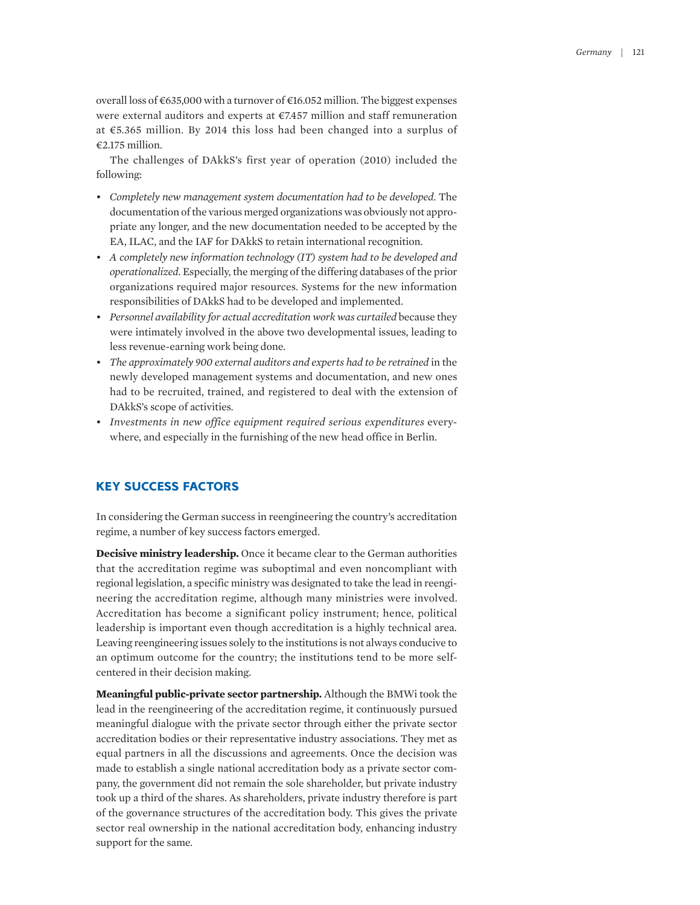overall loss of €635,000 with a turnover of €16.052 million. The biggest expenses were external auditors and experts at €7.457 million and staff remuneration at €5.365 million. By 2014 this loss had been changed into a surplus of €2.175 million.

The challenges of DAkkS's first year of operation (2010) included the following:

- *Completely new management system documentation had to be developed.* The documentation of the various merged organizations was obviously not appropriate any longer, and the new documentation needed to be accepted by the EA, ILAC, and the IAF for DAkkS to retain international recognition.
- *A completely new information technology (IT) system had to be developed and operationalized.* Especially, the merging of the differing databases of the prior organizations required major resources. Systems for the new information responsibilities of DAkkS had to be developed and implemented.
- *Personnel availability for actual accreditation work was curtailed* because they were intimately involved in the above two developmental issues, leading to less revenue-earning work being done.
- *The approximately 900 external auditors and experts had to be retrained* in the newly developed management systems and documentation, and new ones had to be recruited, trained, and registered to deal with the extension of DAkkS's scope of activities.
- *Investments in new office equipment required serious expenditures* everywhere, and especially in the furnishing of the new head office in Berlin.

## KEY SUCCESS FACTORS

In considering the German success in reengineering the country's accreditation regime, a number of key success factors emerged.

**Decisive ministry leadership.** Once it became clear to the German authorities that the accreditation regime was suboptimal and even noncompliant with regional legislation, a specific ministry was designated to take the lead in reengineering the accreditation regime, although many ministries were involved. Accreditation has become a significant policy instrument; hence, political leadership is important even though accreditation is a highly technical area. Leaving reengineering issues solely to the institutions is not always conducive to an optimum outcome for the country; the institutions tend to be more self-centered in their decision making.

**Meaningful public-private sector partnership.** Although the BMWi took the lead in the reengineering of the accreditation regime, it continuously pursued meaningful dialogue with the private sector through either the private sector accreditation bodies or their representative industry associations. They met as equal partners in all the discussions and agreements. Once the decision was made to establish a single national accreditation body as a private sector company, the government did not remain the sole shareholder, but private industry took up a third of the shares. As shareholders, private industry therefore is part of the governance structures of the accreditation body. This gives the private sector real ownership in the national accreditation body, enhancing industry support for the same.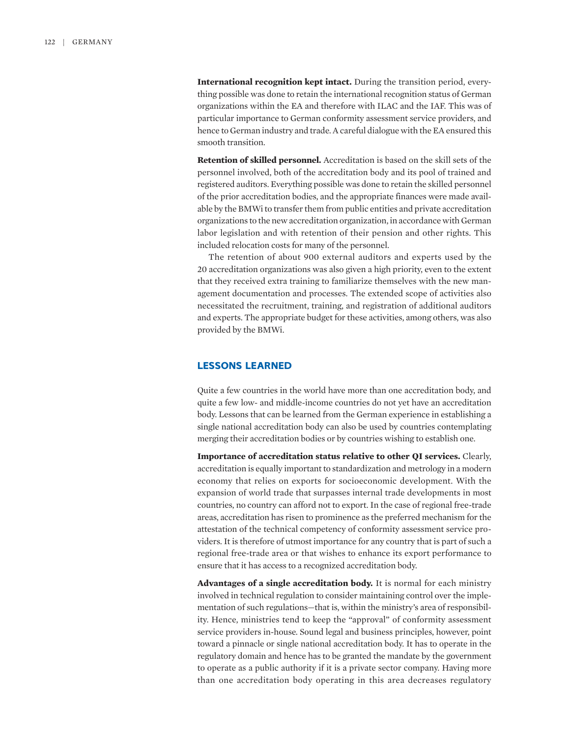**International recognition kept intact.** During the transition period, everything possible was done to retain the international recognition status of German organizations within the EA and therefore with ILAC and the IAF. This was of particular importance to German conformity assessment service providers, and hence to German industry and trade. A careful dialogue with the EA ensured this smooth transition.

**Retention of skilled personnel.** Accreditation is based on the skill sets of the personnel involved, both of the accreditation body and its pool of trained and registered auditors. Everything possible was done to retain the skilled personnel of the prior accreditation bodies, and the appropriate finances were made available by the BMWi to transfer them from public entities and private accreditation organizations to the new accreditation organization, in accordance with German labor legislation and with retention of their pension and other rights. This included relocation costs for many of the personnel.

The retention of about 900 external auditors and experts used by the 20 accreditation organizations was also given a high priority, even to the extent that they received extra training to familiarize themselves with the new management documentation and processes. The extended scope of activities also necessitated the recruitment, training, and registration of additional auditors and experts. The appropriate budget for these activities, among others, was also provided by the BMWi.

## LESSONS LEARNED

Quite a few countries in the world have more than one accreditation body, and quite a few low- and middle-income countries do not yet have an accreditation body. Lessons that can be learned from the German experience in establishing a single national accreditation body can also be used by countries contemplating merging their accreditation bodies or by countries wishing to establish one.

**Importance of accreditation status relative to other QI services.** Clearly, accreditation is equally important to standardization and metrology in a modern economy that relies on exports for socioeconomic development. With the expansion of world trade that surpasses internal trade developments in most countries, no country can afford not to export. In the case of regional free-trade areas, accreditation has risen to prominence as the preferred mechanism for the attestation of the technical competency of conformity assessment service providers. It is therefore of utmost importance for any country that is part of such a regional free-trade area or that wishes to enhance its export performance to ensure that it has access to a recognized accreditation body.

**Advantages of a single accreditation body.** It is normal for each ministry involved in technical regulation to consider maintaining control over the implementation of such regulations—that is, within the ministry's area of responsibility. Hence, ministries tend to keep the "approval" of conformity assessment service providers in-house. Sound legal and business principles, however, point toward a pinnacle or single national accreditation body. It has to operate in the regulatory domain and hence has to be granted the mandate by the government to operate as a public authority if it is a private sector company. Having more than one accreditation body operating in this area decreases regulatory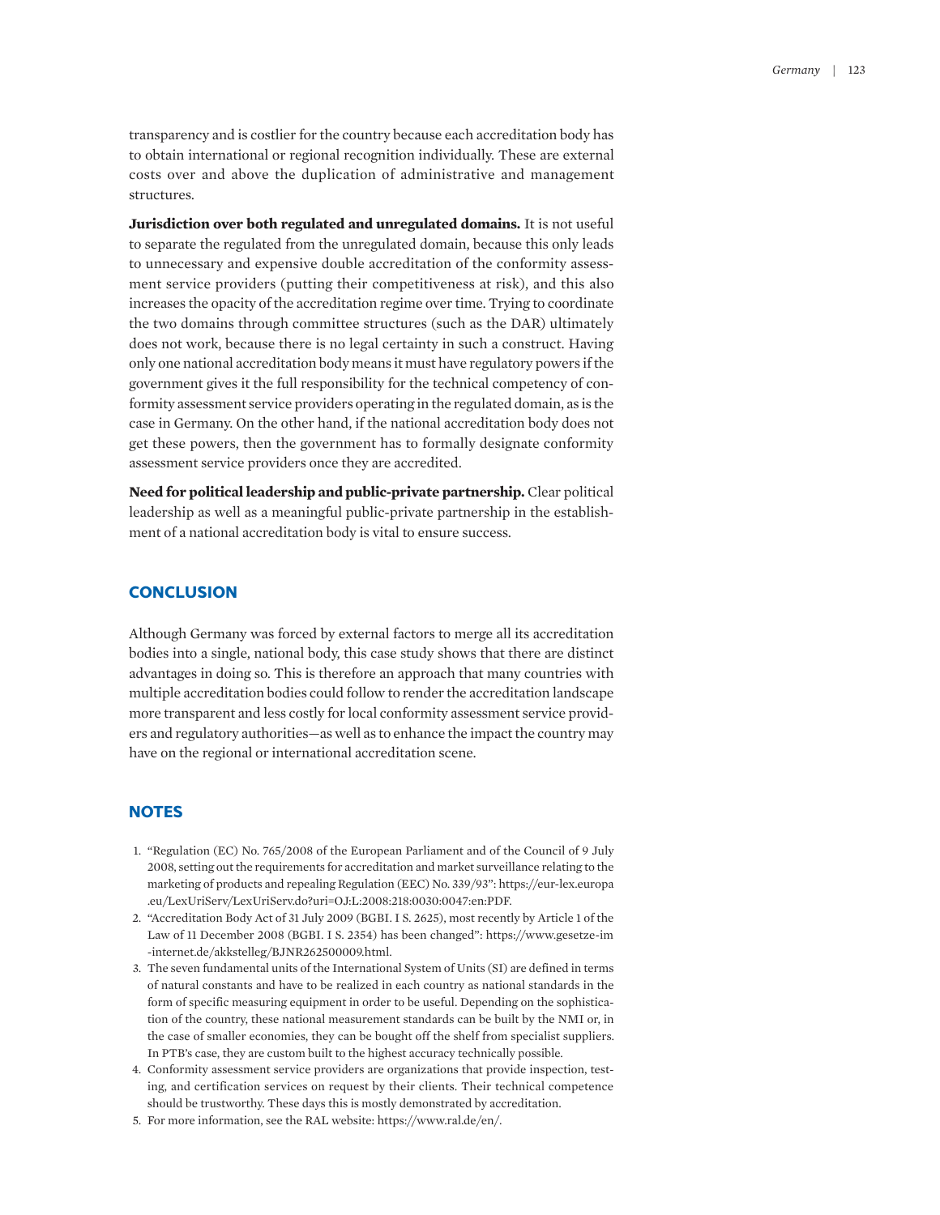transparency and is costlier for the country because each accreditation body has to obtain international or regional recognition individually. These are external costs over and above the duplication of administrative and management structures.

**Jurisdiction over both regulated and unregulated domains.** It is not useful to separate the regulated from the unregulated domain, because this only leads to unnecessary and expensive double accreditation of the conformity assessment service providers (putting their competitiveness at risk), and this also increases the opacity of the accreditation regime over time. Trying to coordinate the two domains through committee structures (such as the DAR) ultimately does not work, because there is no legal certainty in such a construct. Having only one national accreditation body means it must have regulatory powers if the government gives it the full responsibility for the technical competency of conformity assessment service providers operating in the regulated domain, as is the case in Germany. On the other hand, if the national accreditation body does not get these powers, then the government has to formally designate conformity assessment service providers once they are accredited.

**Need for political leadership and public-private partnership.** Clear political leadership as well as a meaningful public-private partnership in the establishment of a national accreditation body is vital to ensure success.

## CONCLUSION

Although Germany was forced by external factors to merge all its accreditation bodies into a single, national body, this case study shows that there are distinct advantages in doing so. This is therefore an approach that many countries with multiple accreditation bodies could follow to render the accreditation landscape more transparent and less costly for local conformity assessment service providers and regulatory authorities—as well as to enhance the impact the country may have on the regional or international accreditation scene.

## NOTES

1. "Regulation (EC) No. 765/2008 of the European Parliament and of the Council of 9 July 2008, setting out the requirements for accreditation and market surveillance relating to the marketing of products and repealing Regulation (EEC) No. 339/93": https://eur-lex.europa.eu/LexUriServ/LexUriServ.do?uri=OJ:L:2008:218:0030:0047:en:PDF.
2. "Accreditation Body Act of 31 July 2009 (BGBI. I S. 2625), most recently by Article 1 of the Law of 11 December 2008 (BGBI. I S. 2354) has been changed": https://www.gesetze-im-internet.de/akkstelleg/BJNR262500009.html.
3. The seven fundamental units of the International System of Units (SI) are defined in terms of natural constants and have to be realized in each country as national standards in the form of specific measuring equipment in order to be useful. Depending on the sophistication of the country, these national measurement standards can be built by the NMI or, in the case of smaller economies, they can be bought off the shelf from specialist suppliers. In PTB's case, they are custom built to the highest accuracy technically possible.
4. Conformity assessment service providers are organizations that provide inspection, testing, and certification services on request by their clients. Their technical competence should be trustworthy. These days this is mostly demonstrated by accreditation.
5. For more information, see the RAL website: https://www.ral.de/en/.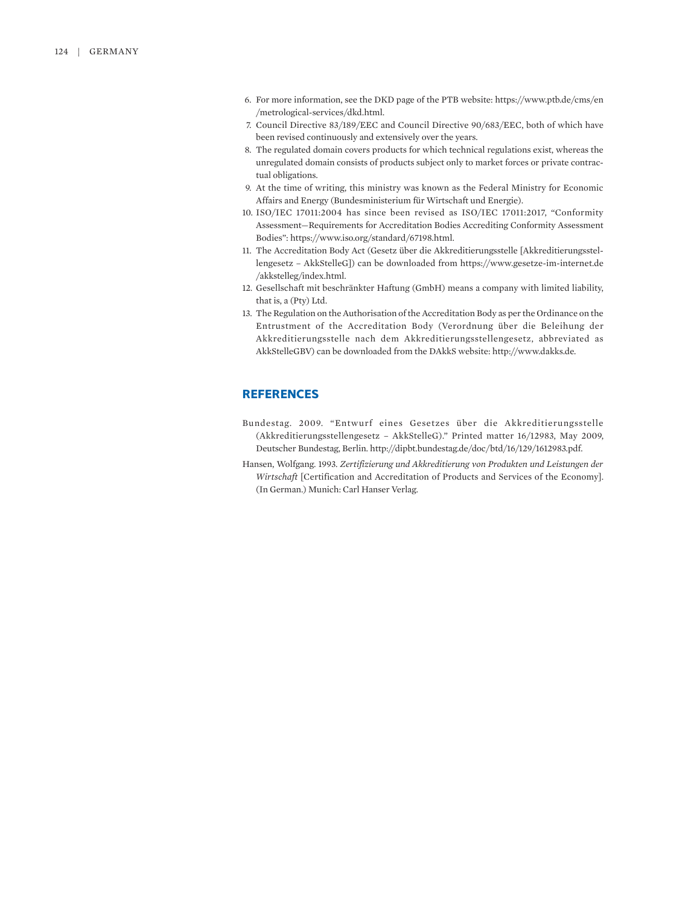6. For more information, see the DKD page of the PTB website: https://www.ptb.de/cms/en/metrological-services/dkd.html.
7. Council Directive 83/189/EEC and Council Directive 90/683/EEC, both of which have been revised continuously and extensively over the years.
8. The regulated domain covers products for which technical regulations exist, whereas the unregulated domain consists of products subject only to market forces or private contractual obligations.
9. At the time of writing, this ministry was known as the Federal Ministry for Economic Affairs and Energy (Bundesministerium für Wirtschaft und Energie).
10. ISO/IEC 17011:2004 has since been revised as ISO/IEC 17011:2017, "Conformity Assessment—Requirements for Accreditation Bodies Accrediting Conformity Assessment Bodies": https://www.iso.org/standard/67198.html.
11. The Accreditation Body Act (Gesetz über die Akkreditierungsstelle [Akkreditierungsstellengesetz – AkkStelleG]) can be downloaded from https://www.gesetze-im-internet.de/akkstelleg/index.html.
12. Gesellschaft mit beschränkter Haftung (GmbH) means a company with limited liability, that is, a (Pty) Ltd.
13. The Regulation on the Authorisation of the Accreditation Body as per the Ordinance on the Entrustment of the Accreditation Body (Verordnung über die Beleihung der Akkreditierungsstelle nach dem Akkreditierungsstellengesetz, abbreviated as AkkStelleGBV) can be downloaded from the DAkkS website: http://www.dakks.de.

## REFERENCES

Bundestag. 2009. "Entwurf eines Gesetzes über die Akkreditierungsstelle (Akkreditierungsstellengesetz – AkkStelleG)." Printed matter 16/12983, May 2009, Deutscher Bundestag, Berlin. http://dipbt.bundestag.de/doc/btd/16/129/1612983.pdf.

Hansen, Wolfgang. 1993. *Zertifizierung und Akkreditierung von Produkten und Leistungen der Wirtschaft* [Certification and Accreditation of Products and Services of the Economy]. (In German.) Munich: Carl Hanser Verlag.